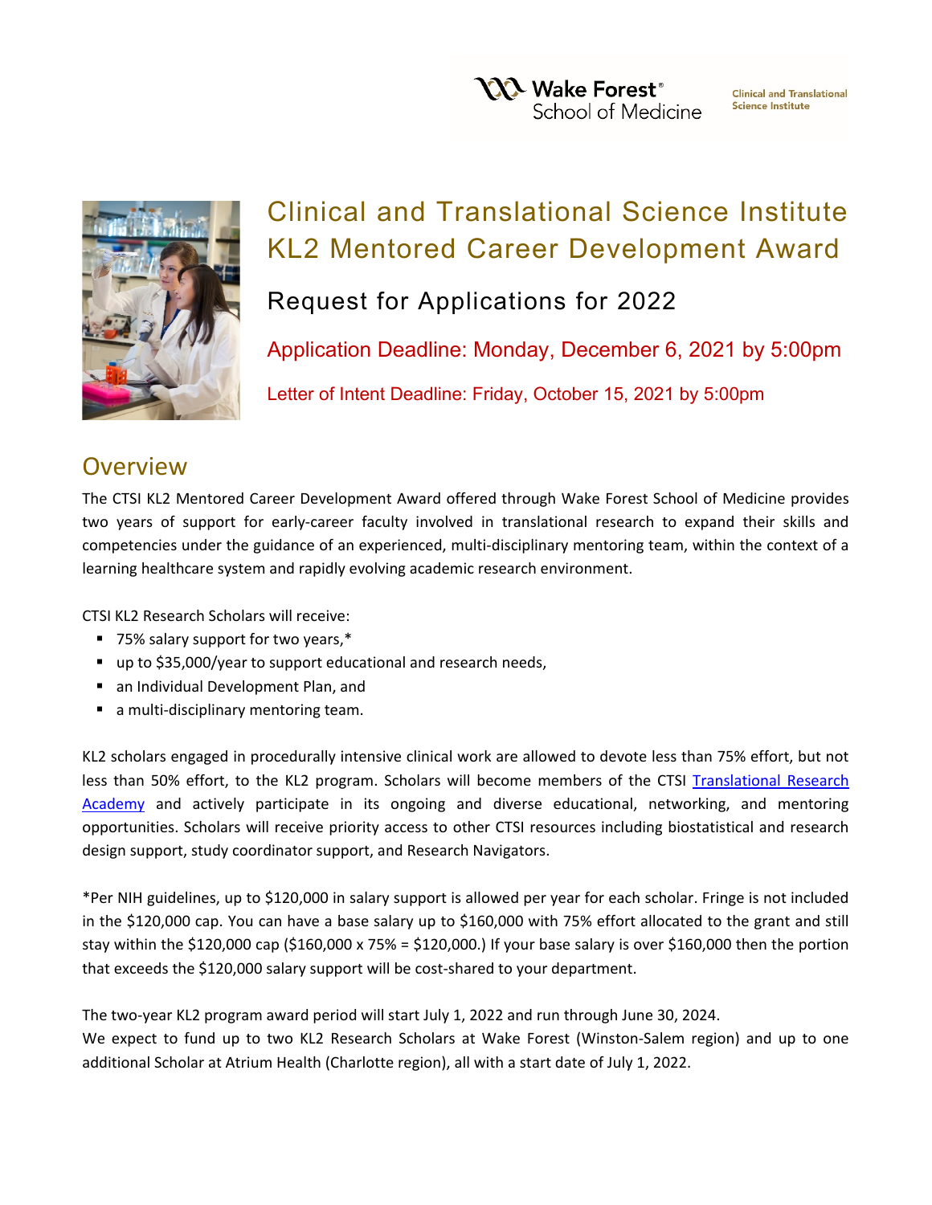# Clinical and Translational Science Institute KL2 Mentored Career Development Award

## Request for Applications for 2022

**Application Deadline: Monday, December 6, 2021 by 5:00pm**

**Letter of Intent Deadline: Friday, October 15, 2021 by 5:00pm**

## Overview

The CTSI KL2 Mentored Career Development Award offered through Wake Forest School of Medicine provides two years of support for early-career faculty involved in translational research to expand their skills and competencies under the guidance of an experienced, multi-disciplinary mentoring team, within the context of a learning healthcare system and rapidly evolving academic research environment.

CTSI KL2 Research Scholars will receive:

- 75% salary support for two years,*
- up to $35,000/year to support educational and research needs,
- an Individual Development Plan, and
- a multi-disciplinary mentoring team.

KL2 scholars engaged in procedurally intensive clinical work are allowed to devote less than 75% effort, but not less than 50% effort, to the KL2 program. Scholars will become members of the CTSI Translational Research Academy and actively participate in its ongoing and diverse educational, networking, and mentoring opportunities. Scholars will receive priority access to other CTSI resources including biostatistical and research design support, study coordinator support, and Research Navigators.

*Per NIH guidelines, up to $120,000 in salary support is allowed per year for each scholar. Fringe is not included in the $120,000 cap. You can have a base salary up to $160,000 with 75% effort allocated to the grant and still stay within the $120,000 cap ($160,000 x 75% = $120,000.) If your base salary is over $160,000 then the portion that exceeds the $120,000 salary support will be cost-shared to your department.

The two-year KL2 program award period will start July 1, 2022 and run through June 30, 2024.
We expect to fund up to two KL2 Research Scholars at Wake Forest (Winston-Salem region) and up to one additional Scholar at Atrium Health (Charlotte region), all with a start date of July 1, 2022.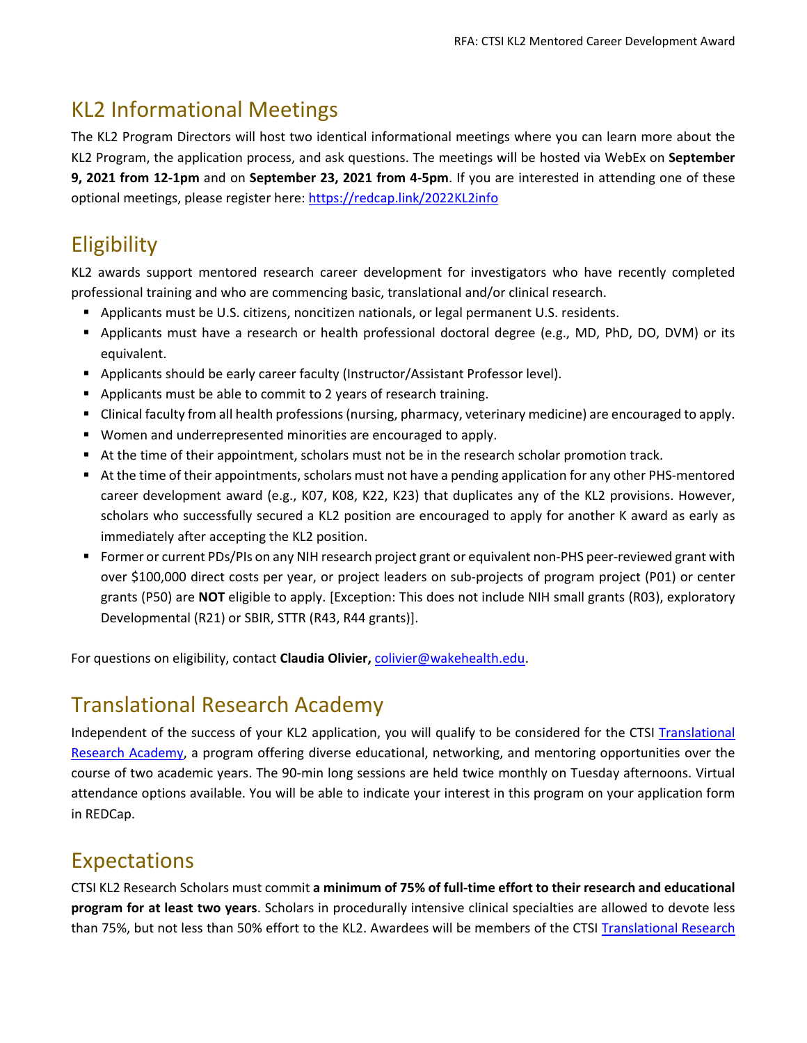## KL2 Informational Meetings

The KL2 Program Directors will host two identical informational meetings where you can learn more about the KL2 Program, the application process, and ask questions. The meetings will be hosted via WebEx on **September 9, 2021 from 12-1pm** and on **September 23, 2021 from 4-5pm**. If you are interested in attending one of these optional meetings, please register here: [https://redcap.link/2022KL2info](https://redcap.link/2022KL2info)

## Eligibility

KL2 awards support mentored research career development for investigators who have recently completed professional training and who are commencing basic, translational and/or clinical research.

- Applicants must be U.S. citizens, noncitizen nationals, or legal permanent U.S. residents.
- Applicants must have a research or health professional doctoral degree (e.g., MD, PhD, DO, DVM) or its equivalent.
- Applicants should be early career faculty (Instructor/Assistant Professor level).
- Applicants must be able to commit to 2 years of research training.
- Clinical faculty from all health professions (nursing, pharmacy, veterinary medicine) are encouraged to apply.
- Women and underrepresented minorities are encouraged to apply.
- At the time of their appointment, scholars must not be in the research scholar promotion track.
- At the time of their appointments, scholars must not have a pending application for any other PHS-mentored career development award (e.g., K07, K08, K22, K23) that duplicates any of the KL2 provisions. However, scholars who successfully secured a KL2 position are encouraged to apply for another K award as early as immediately after accepting the KL2 position.
- Former or current PDs/PIs on any NIH research project grant or equivalent non-PHS peer-reviewed grant with over $100,000 direct costs per year, or project leaders on sub-projects of program project (P01) or center grants (P50) are **NOT** eligible to apply. [Exception: This does not include NIH small grants (R03), exploratory Developmental (R21) or SBIR, STTR (R43, R44 grants)].

For questions on eligibility, contact **Claudia Olivier,** colivier@wakehealth.edu.

## Translational Research Academy

Independent of the success of your KL2 application, you will qualify to be considered for the CTSI Translational Research Academy, a program offering diverse educational, networking, and mentoring opportunities over the course of two academic years. The 90-min long sessions are held twice monthly on Tuesday afternoons. Virtual attendance options available. You will be able to indicate your interest in this program on your application form in REDCap.

## Expectations

CTSI KL2 Research Scholars must commit **a minimum of 75% of full-time effort to their research and educational program for at least two years**. Scholars in procedurally intensive clinical specialties are allowed to devote less than 75%, but not less than 50% effort to the KL2. Awardees will be members of the CTSI Translational Research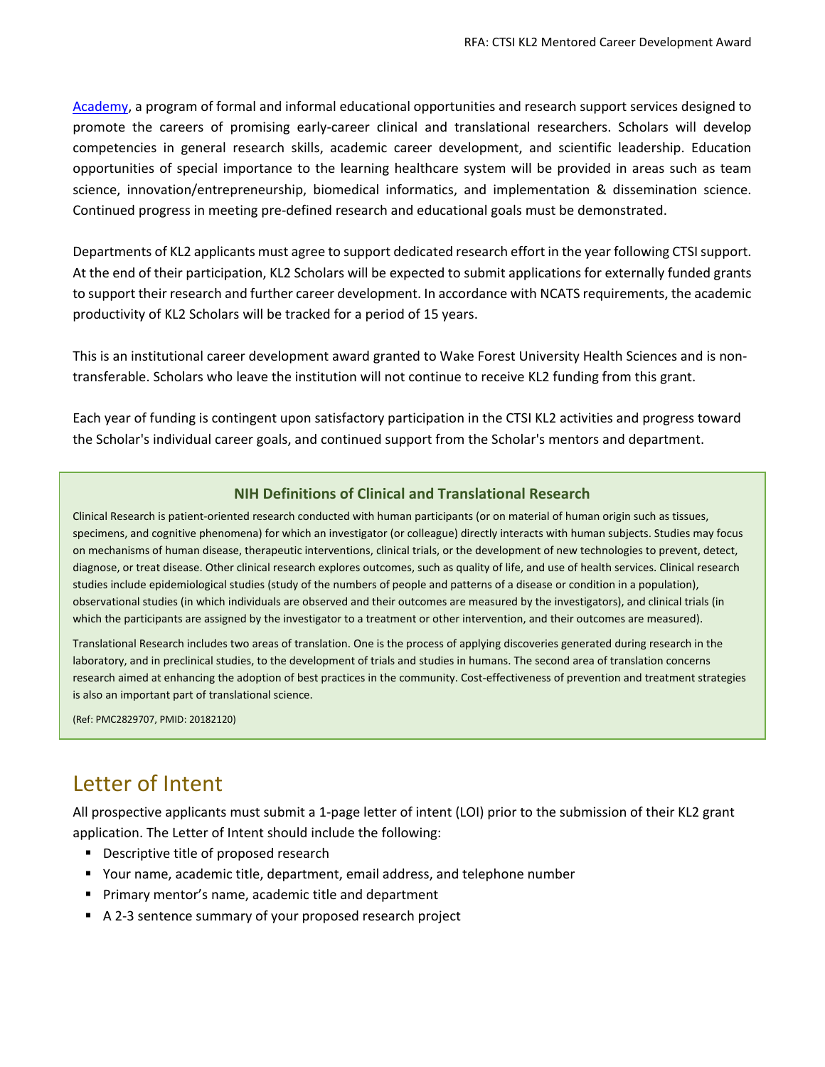[Academy](), a program of formal and informal educational opportunities and research support services designed to promote the careers of promising early-career clinical and translational researchers. Scholars will develop competencies in general research skills, academic career development, and scientific leadership. Education opportunities of special importance to the learning healthcare system will be provided in areas such as team science, innovation/entrepreneurship, biomedical informatics, and implementation & dissemination science. Continued progress in meeting pre-defined research and educational goals must be demonstrated.

Departments of KL2 applicants must agree to support dedicated research effort in the year following CTSI support. At the end of their participation, KL2 Scholars will be expected to submit applications for externally funded grants to support their research and further career development. In accordance with NCATS requirements, the academic productivity of KL2 Scholars will be tracked for a period of 15 years.

This is an institutional career development award granted to Wake Forest University Health Sciences and is non-transferable. Scholars who leave the institution will not continue to receive KL2 funding from this grant.

Each year of funding is contingent upon satisfactory participation in the CTSI KL2 activities and progress toward the Scholar's individual career goals, and continued support from the Scholar's mentors and department.

### NIH Definitions of Clinical and Translational Research

Clinical Research is patient-oriented research conducted with human participants (or on material of human origin such as tissues, specimens, and cognitive phenomena) for which an investigator (or colleague) directly interacts with human subjects. Studies may focus on mechanisms of human disease, therapeutic interventions, clinical trials, or the development of new technologies to prevent, detect, diagnose, or treat disease. Other clinical research explores outcomes, such as quality of life, and use of health services. Clinical research studies include epidemiological studies (study of the numbers of people and patterns of a disease or condition in a population), observational studies (in which individuals are observed and their outcomes are measured by the investigators), and clinical trials (in which the participants are assigned by the investigator to a treatment or other intervention, and their outcomes are measured).

Translational Research includes two areas of translation. One is the process of applying discoveries generated during research in the laboratory, and in preclinical studies, to the development of trials and studies in humans. The second area of translation concerns research aimed at enhancing the adoption of best practices in the community. Cost-effectiveness of prevention and treatment strategies is also an important part of translational science.

(Ref: PMC2829707, PMID: 20182120)

## Letter of Intent

All prospective applicants must submit a 1-page letter of intent (LOI) prior to the submission of their KL2 grant application. The Letter of Intent should include the following:

- Descriptive title of proposed research
- Your name, academic title, department, email address, and telephone number
- Primary mentor's name, academic title and department
- A 2-3 sentence summary of your proposed research project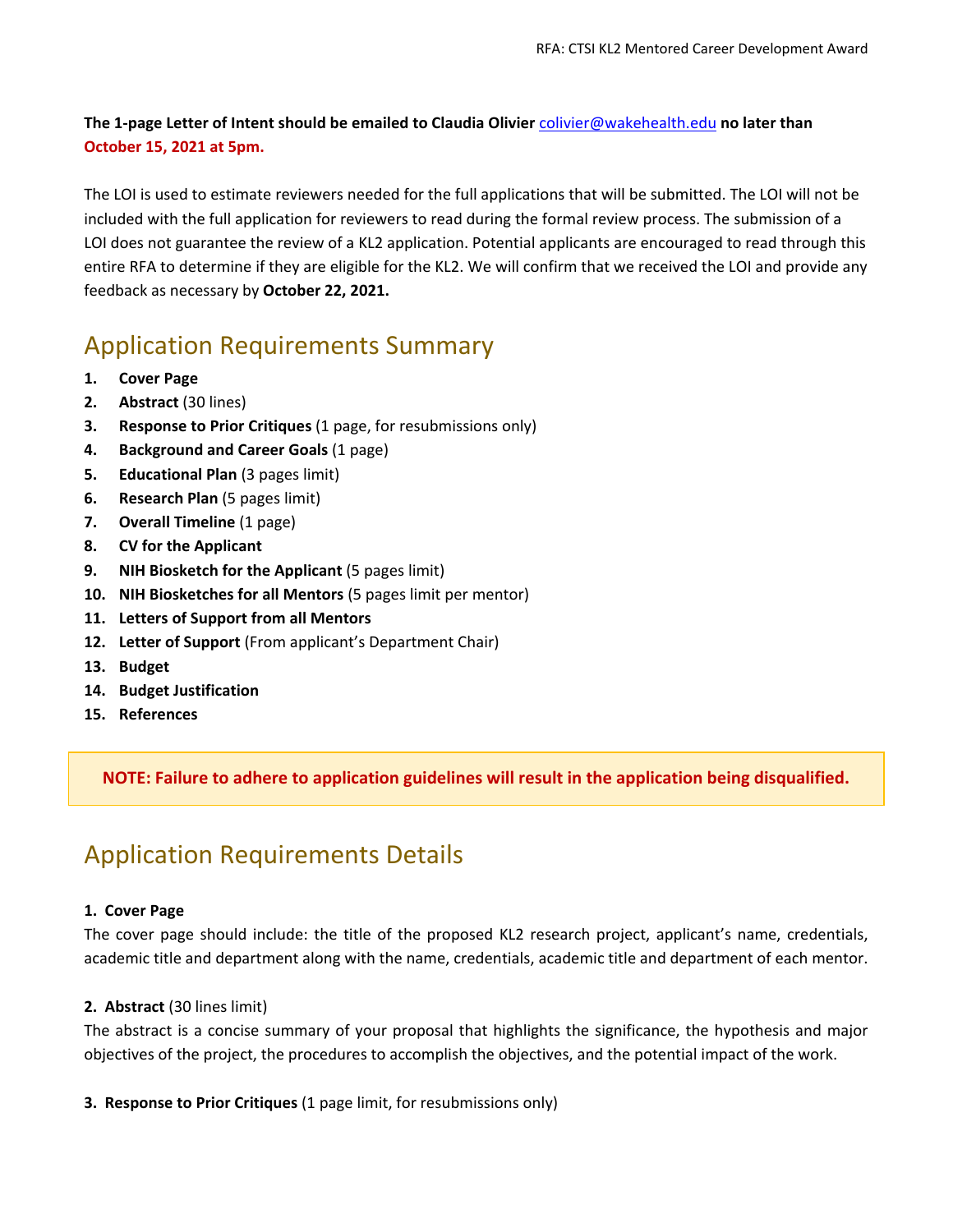**The 1-page Letter of Intent should be emailed to Claudia Olivier colivier@wakehealth.edu no later than October 15, 2021 at 5pm.**

The LOI is used to estimate reviewers needed for the full applications that will be submitted. The LOI will not be included with the full application for reviewers to read during the formal review process. The submission of a LOI does not guarantee the review of a KL2 application. Potential applicants are encouraged to read through this entire RFA to determine if they are eligible for the KL2. We will confirm that we received the LOI and provide any feedback as necessary by **October 22, 2021.**

## Application Requirements Summary

1. **Cover Page**
2. **Abstract** (30 lines)
3. **Response to Prior Critiques** (1 page, for resubmissions only)
4. **Background and Career Goals** (1 page)
5. **Educational Plan** (3 pages limit)
6. **Research Plan** (5 pages limit)
7. **Overall Timeline** (1 page)
8. **CV for the Applicant**
9. **NIH Biosketch for the Applicant** (5 pages limit)
10. **NIH Biosketches for all Mentors** (5 pages limit per mentor)
11. **Letters of Support from all Mentors**
12. **Letter of Support** (From applicant's Department Chair)
13. **Budget**
14. **Budget Justification**
15. **References**

**NOTE: Failure to adhere to application guidelines will result in the application being disqualified.**

## Application Requirements Details

**1. Cover Page**

The cover page should include: the title of the proposed KL2 research project, applicant's name, credentials, academic title and department along with the name, credentials, academic title and department of each mentor.

**2. Abstract** (30 lines limit)

The abstract is a concise summary of your proposal that highlights the significance, the hypothesis and major objectives of the project, the procedures to accomplish the objectives, and the potential impact of the work.

**3. Response to Prior Critiques** (1 page limit, for resubmissions only)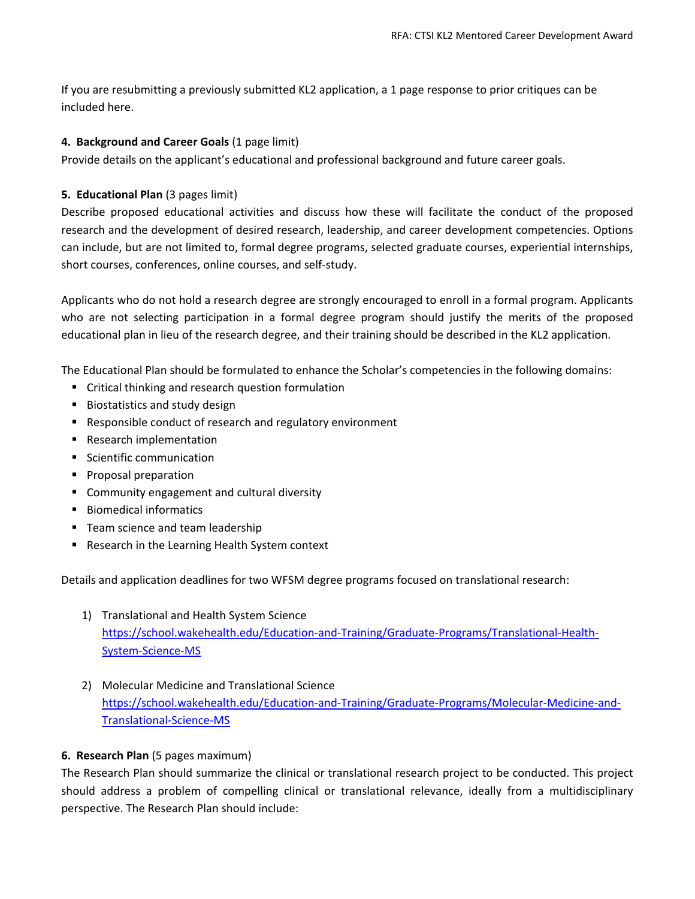If you are resubmitting a previously submitted KL2 application, a 1 page response to prior critiques can be included here.

**4. Background and Career Goals** (1 page limit)
Provide details on the applicant's educational and professional background and future career goals.

**5. Educational Plan** (3 pages limit)
Describe proposed educational activities and discuss how these will facilitate the conduct of the proposed research and the development of desired research, leadership, and career development competencies. Options can include, but are not limited to, formal degree programs, selected graduate courses, experiential internships, short courses, conferences, online courses, and self-study.

Applicants who do not hold a research degree are strongly encouraged to enroll in a formal program. Applicants who are not selecting participation in a formal degree program should justify the merits of the proposed educational plan in lieu of the research degree, and their training should be described in the KL2 application.

The Educational Plan should be formulated to enhance the Scholar's competencies in the following domains:

- Critical thinking and research question formulation
- Biostatistics and study design
- Responsible conduct of research and regulatory environment
- Research implementation
- Scientific communication
- Proposal preparation
- Community engagement and cultural diversity
- Biomedical informatics
- Team science and team leadership
- Research in the Learning Health System context

Details and application deadlines for two WFSM degree programs focused on translational research:

1) Translational and Health System Science
   https://school.wakehealth.edu/Education-and-Training/Graduate-Programs/Translational-Health-System-Science-MS

2) Molecular Medicine and Translational Science
   https://school.wakehealth.edu/Education-and-Training/Graduate-Programs/Molecular-Medicine-and-Translational-Science-MS

**6. Research Plan** (5 pages maximum)
The Research Plan should summarize the clinical or translational research project to be conducted. This project should address a problem of compelling clinical or translational relevance, ideally from a multidisciplinary perspective. The Research Plan should include: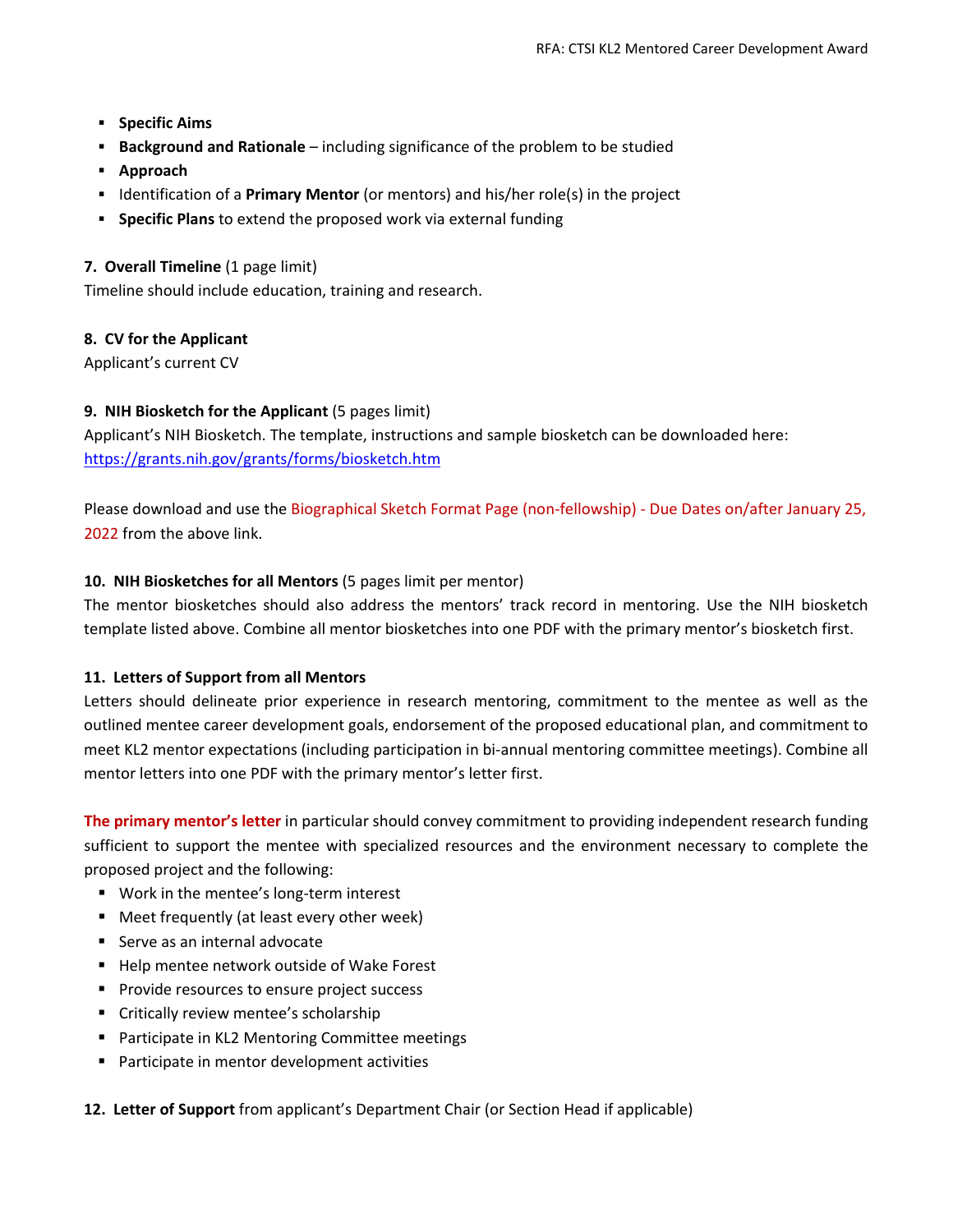- **Specific Aims**
- **Background and Rationale** – including significance of the problem to be studied
- **Approach**
- Identification of a **Primary Mentor** (or mentors) and his/her role(s) in the project
- **Specific Plans** to extend the proposed work via external funding

**7. Overall Timeline** (1 page limit)
Timeline should include education, training and research.

**8. CV for the Applicant**
Applicant's current CV

**9. NIH Biosketch for the Applicant** (5 pages limit)
Applicant's NIH Biosketch. The template, instructions and sample biosketch can be downloaded here: https://grants.nih.gov/grants/forms/biosketch.htm

Please download and use the Biographical Sketch Format Page (non-fellowship) - Due Dates on/after January 25, 2022 from the above link.

**10. NIH Biosketches for all Mentors** (5 pages limit per mentor)
The mentor biosketches should also address the mentors' track record in mentoring. Use the NIH biosketch template listed above. Combine all mentor biosketches into one PDF with the primary mentor's biosketch first.

**11. Letters of Support from all Mentors**
Letters should delineate prior experience in research mentoring, commitment to the mentee as well as the outlined mentee career development goals, endorsement of the proposed educational plan, and commitment to meet KL2 mentor expectations (including participation in bi-annual mentoring committee meetings). Combine all mentor letters into one PDF with the primary mentor's letter first.

**The primary mentor's letter** in particular should convey commitment to providing independent research funding sufficient to support the mentee with specialized resources and the environment necessary to complete the proposed project and the following:

- Work in the mentee's long-term interest
- Meet frequently (at least every other week)
- Serve as an internal advocate
- Help mentee network outside of Wake Forest
- Provide resources to ensure project success
- Critically review mentee's scholarship
- Participate in KL2 Mentoring Committee meetings
- Participate in mentor development activities

**12. Letter of Support** from applicant's Department Chair (or Section Head if applicable)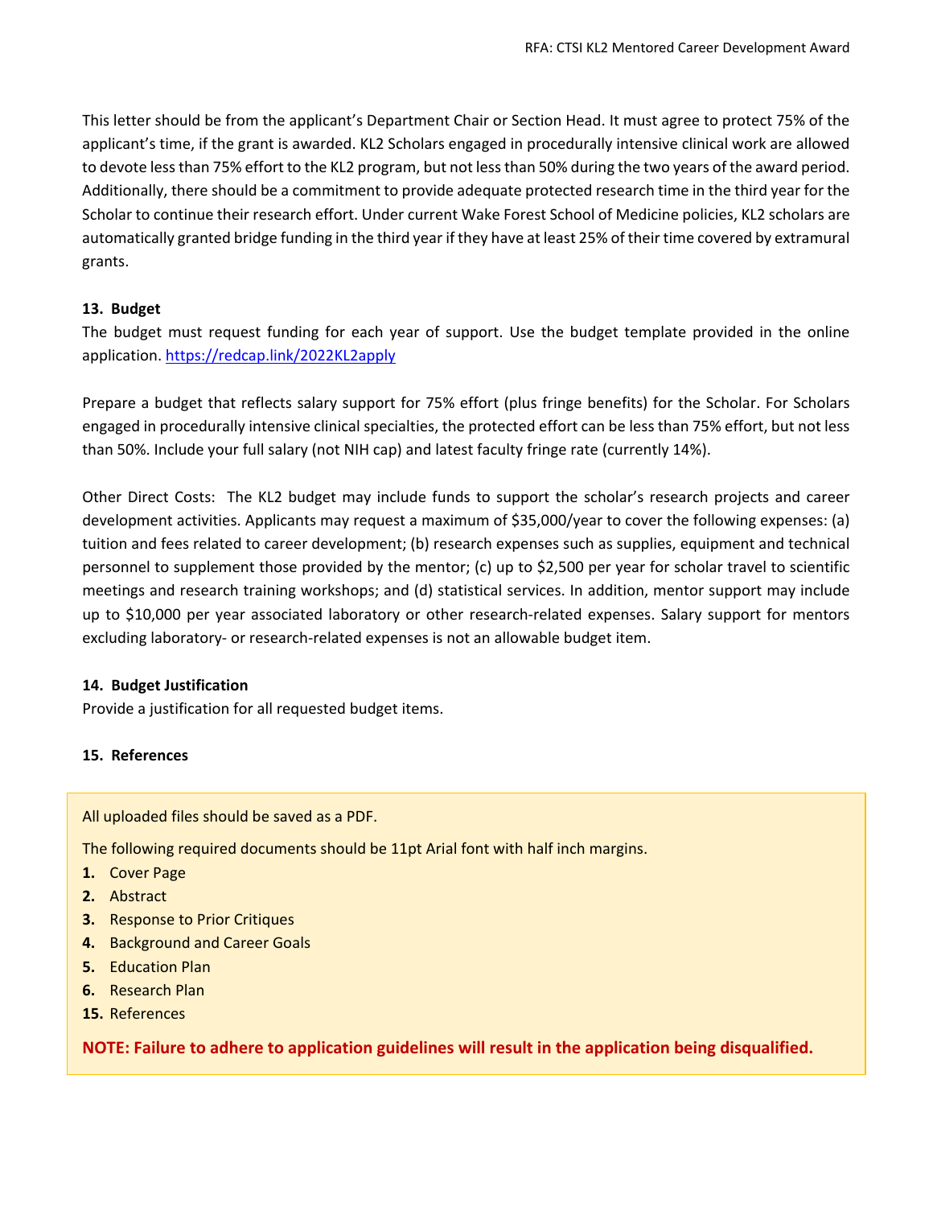This letter should be from the applicant's Department Chair or Section Head. It must agree to protect 75% of the applicant's time, if the grant is awarded. KL2 Scholars engaged in procedurally intensive clinical work are allowed to devote less than 75% effort to the KL2 program, but not less than 50% during the two years of the award period. Additionally, there should be a commitment to provide adequate protected research time in the third year for the Scholar to continue their research effort. Under current Wake Forest School of Medicine policies, KL2 scholars are automatically granted bridge funding in the third year if they have at least 25% of their time covered by extramural grants.

**13. Budget**

The budget must request funding for each year of support. Use the budget template provided in the online application. https://redcap.link/2022KL2apply

Prepare a budget that reflects salary support for 75% effort (plus fringe benefits) for the Scholar. For Scholars engaged in procedurally intensive clinical specialties, the protected effort can be less than 75% effort, but not less than 50%. Include your full salary (not NIH cap) and latest faculty fringe rate (currently 14%).

Other Direct Costs: The KL2 budget may include funds to support the scholar's research projects and career development activities. Applicants may request a maximum of $35,000/year to cover the following expenses: (a) tuition and fees related to career development; (b) research expenses such as supplies, equipment and technical personnel to supplement those provided by the mentor; (c) up to $2,500 per year for scholar travel to scientific meetings and research training workshops; and (d) statistical services. In addition, mentor support may include up to $10,000 per year associated laboratory or other research-related expenses. Salary support for mentors excluding laboratory- or research-related expenses is not an allowable budget item.

**14. Budget Justification**

Provide a justification for all requested budget items.

**15. References**

All uploaded files should be saved as a PDF.

The following required documents should be 11pt Arial font with half inch margins.

1. Cover Page
2. Abstract
3. Response to Prior Critiques
4. Background and Career Goals
5. Education Plan
6. Research Plan

15. References

**NOTE: Failure to adhere to application guidelines will result in the application being disqualified.**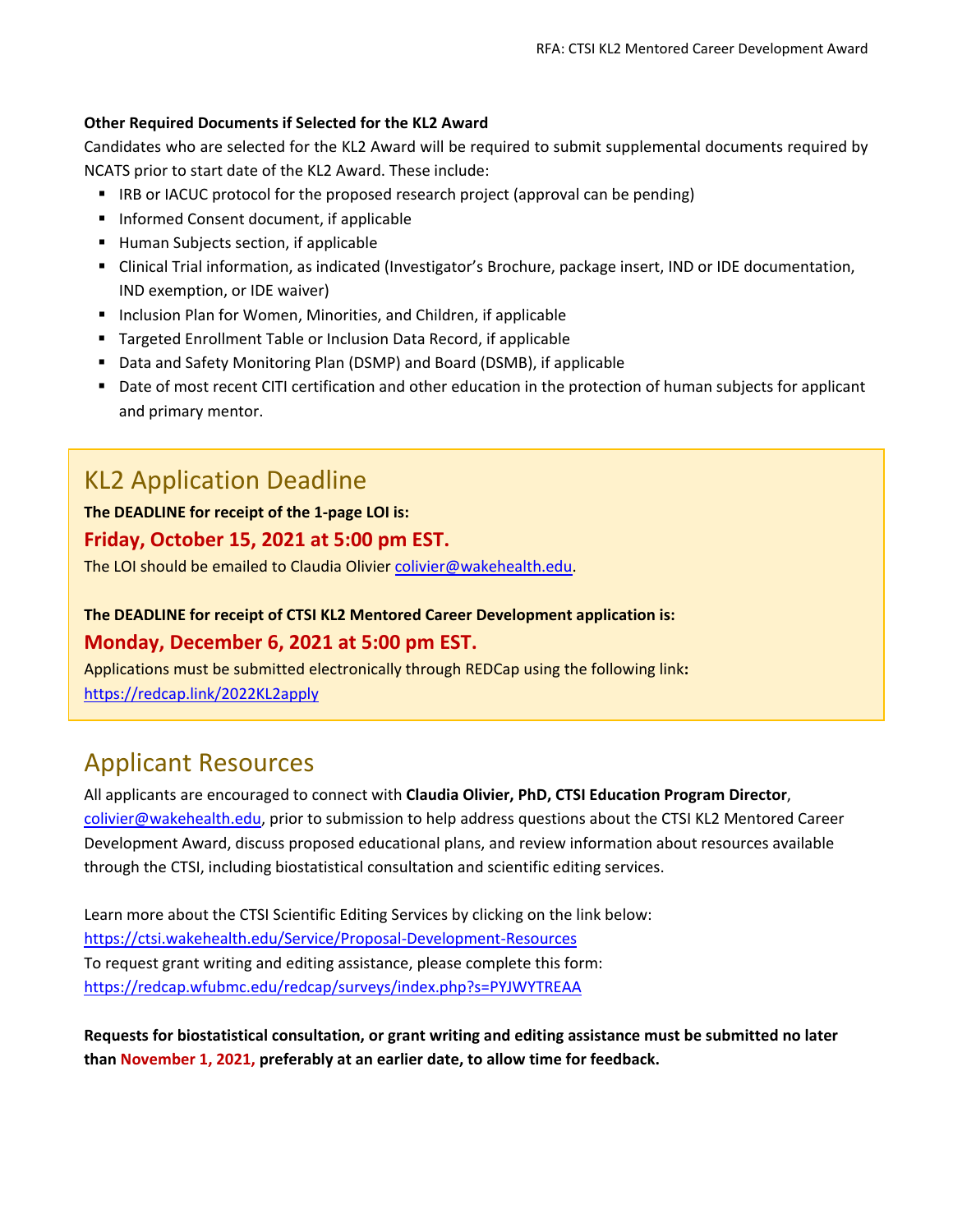**Other Required Documents if Selected for the KL2 Award**

Candidates who are selected for the KL2 Award will be required to submit supplemental documents required by NCATS prior to start date of the KL2 Award. These include:

- IRB or IACUC protocol for the proposed research project (approval can be pending)
- Informed Consent document, if applicable
- Human Subjects section, if applicable
- Clinical Trial information, as indicated (Investigator's Brochure, package insert, IND or IDE documentation, IND exemption, or IDE waiver)
- Inclusion Plan for Women, Minorities, and Children, if applicable
- Targeted Enrollment Table or Inclusion Data Record, if applicable
- Data and Safety Monitoring Plan (DSMP) and Board (DSMB), if applicable
- Date of most recent CITI certification and other education in the protection of human subjects for applicant and primary mentor.

## KL2 Application Deadline

**The DEADLINE for receipt of the 1-page LOI is:**

**Friday, October 15, 2021 at 5:00 pm EST.**

The LOI should be emailed to Claudia Olivier colivier@wakehealth.edu.

**The DEADLINE for receipt of CTSI KL2 Mentored Career Development application is:**

**Monday, December 6, 2021 at 5:00 pm EST.**

Applications must be submitted electronically through REDCap using the following link**:**
https://redcap.link/2022KL2apply

## Applicant Resources

All applicants are encouraged to connect with **Claudia Olivier, PhD, CTSI Education Program Director**, colivier@wakehealth.edu, prior to submission to help address questions about the CTSI KL2 Mentored Career Development Award, discuss proposed educational plans, and review information about resources available through the CTSI, including biostatistical consultation and scientific editing services.

Learn more about the CTSI Scientific Editing Services by clicking on the link below:
https://ctsi.wakehealth.edu/Service/Proposal-Development-Resources
To request grant writing and editing assistance, please complete this form:
https://redcap.wfubmc.edu/redcap/surveys/index.php?s=PYJWYTREAA

**Requests for biostatistical consultation, or grant writing and editing assistance must be submitted no later than November 1, 2021, preferably at an earlier date, to allow time for feedback.**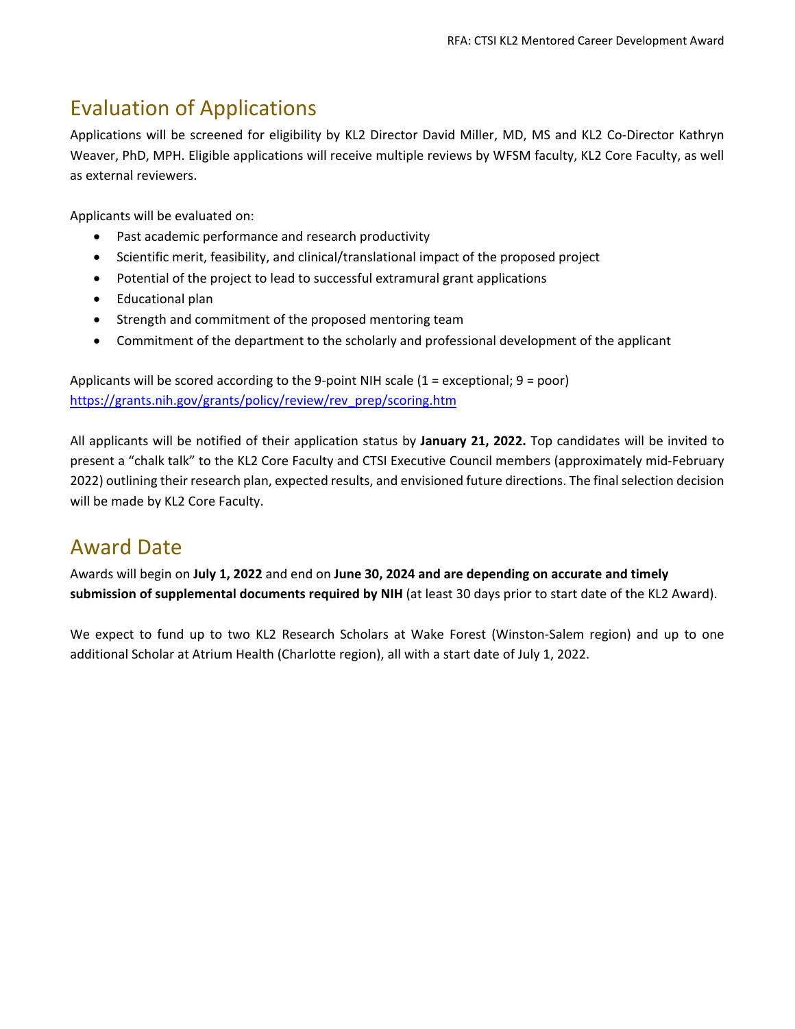## Evaluation of Applications

Applications will be screened for eligibility by KL2 Director David Miller, MD, MS and KL2 Co-Director Kathryn Weaver, PhD, MPH. Eligible applications will receive multiple reviews by WFSM faculty, KL2 Core Faculty, as well as external reviewers.

Applicants will be evaluated on:

- Past academic performance and research productivity
- Scientific merit, feasibility, and clinical/translational impact of the proposed project
- Potential of the project to lead to successful extramural grant applications
- Educational plan
- Strength and commitment of the proposed mentoring team
- Commitment of the department to the scholarly and professional development of the applicant

Applicants will be scored according to the 9-point NIH scale (1 = exceptional; 9 = poor)
https://grants.nih.gov/grants/policy/review/rev_prep/scoring.htm

All applicants will be notified of their application status by **January 21, 2022.** Top candidates will be invited to present a "chalk talk" to the KL2 Core Faculty and CTSI Executive Council members (approximately mid-February 2022) outlining their research plan, expected results, and envisioned future directions. The final selection decision will be made by KL2 Core Faculty.

## Award Date

Awards will begin on **July 1, 2022** and end on **June 30, 2024 and are depending on accurate and timely submission of supplemental documents required by NIH** (at least 30 days prior to start date of the KL2 Award).

We expect to fund up to two KL2 Research Scholars at Wake Forest (Winston-Salem region) and up to one additional Scholar at Atrium Health (Charlotte region), all with a start date of July 1, 2022.